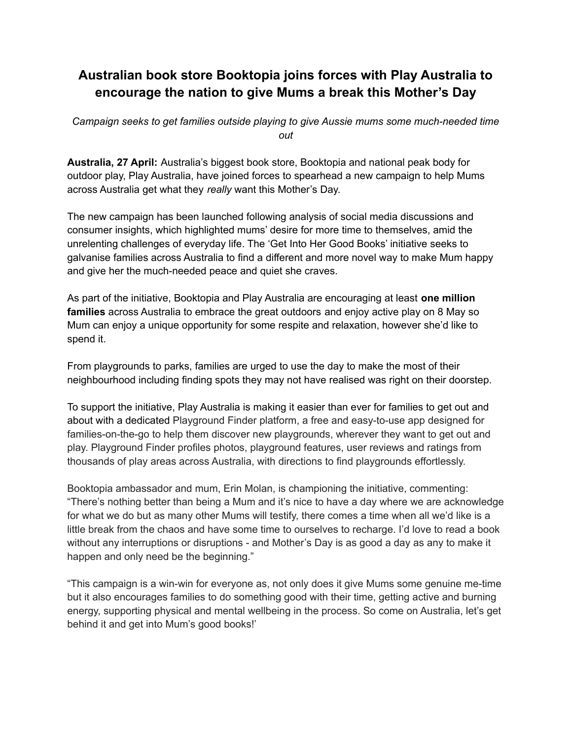# Australian book store Booktopia joins forces with Play Australia to encourage the nation to give Mums a break this Mother's Day

*Campaign seeks to get families outside playing to give Aussie mums some much-needed time out*

**Australia, 27 April:** Australia's biggest book store, Booktopia and national peak body for outdoor play, Play Australia, have joined forces to spearhead a new campaign to help Mums across Australia get what they *really* want this Mother's Day.

The new campaign has been launched following analysis of social media discussions and consumer insights, which highlighted mums' desire for more time to themselves, amid the unrelenting challenges of everyday life. The 'Get Into Her Good Books' initiative seeks to galvanise families across Australia to find a different and more novel way to make Mum happy and give her the much-needed peace and quiet she craves.

As part of the initiative, Booktopia and Play Australia are encouraging at least **one million families** across Australia to embrace the great outdoors and enjoy active play on 8 May so Mum can enjoy a unique opportunity for some respite and relaxation, however she'd like to spend it.

From playgrounds to parks, families are urged to use the day to make the most of their neighbourhood including finding spots they may not have realised was right on their doorstep.

To support the initiative, Play Australia is making it easier than ever for families to get out and about with a dedicated Playground Finder platform, a free and easy-to-use app designed for families-on-the-go to help them discover new playgrounds, wherever they want to get out and play. Playground Finder profiles photos, playground features, user reviews and ratings from thousands of play areas across Australia, with directions to find playgrounds effortlessly.

Booktopia ambassador and mum, Erin Molan, is championing the initiative, commenting: "There's nothing better than being a Mum and it's nice to have a day where we are acknowledge for what we do but as many other Mums will testify, there comes a time when all we'd like is a little break from the chaos and have some time to ourselves to recharge. I'd love to read a book without any interruptions or disruptions - and Mother's Day is as good a day as any to make it happen and only need be the beginning."

"This campaign is a win-win for everyone as, not only does it give Mums some genuine me-time but it also encourages families to do something good with their time, getting active and burning energy, supporting physical and mental wellbeing in the process. So come on Australia, let's get behind it and get into Mum's good books!'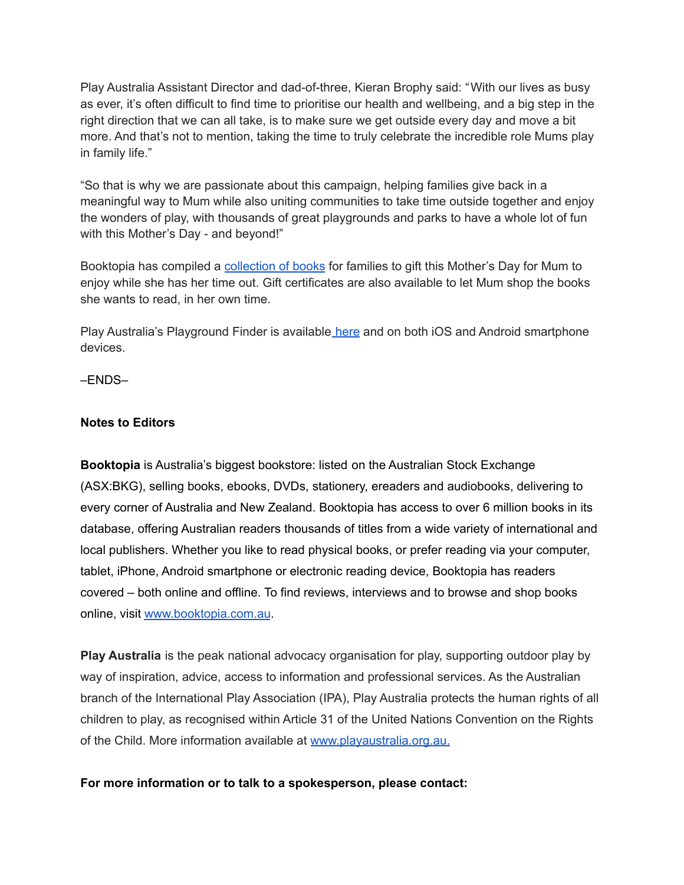Play Australia Assistant Director and dad-of-three, Kieran Brophy said: "With our lives as busy as ever, it's often difficult to find time to prioritise our health and wellbeing, and a big step in the right direction that we can all take, is to make sure we get outside every day and move a bit more. And that's not to mention, taking the time to truly celebrate the incredible role Mums play in family life."

"So that is why we are passionate about this campaign, helping families give back in a meaningful way to Mum while also uniting communities to take time outside together and enjoy the wonders of play, with thousands of great playgrounds and parks to have a whole lot of fun with this Mother's Day - and beyond!"

Booktopia has compiled a collection of books for families to gift this Mother's Day for Mum to enjoy while she has her time out. Gift certificates are also available to let Mum shop the books she wants to read, in her own time.

Play Australia's Playground Finder is available here and on both iOS and Android smartphone devices.

–ENDS–

**Notes to Editors**

**Booktopia** is Australia's biggest bookstore: listed on the Australian Stock Exchange (ASX:BKG), selling books, ebooks, DVDs, stationery, ereaders and audiobooks, delivering to every corner of Australia and New Zealand. Booktopia has access to over 6 million books in its database, offering Australian readers thousands of titles from a wide variety of international and local publishers. Whether you like to read physical books, or prefer reading via your computer, tablet, iPhone, Android smartphone or electronic reading device, Booktopia has readers covered – both online and offline. To find reviews, interviews and to browse and shop books online, visit www.booktopia.com.au.

**Play Australia** is the peak national advocacy organisation for play, supporting outdoor play by way of inspiration, advice, access to information and professional services. As the Australian branch of the International Play Association (IPA), Play Australia protects the human rights of all children to play, as recognised within Article 31 of the United Nations Convention on the Rights of the Child. More information available at www.playaustralia.org.au.

**For more information or to talk to a spokesperson, please contact:**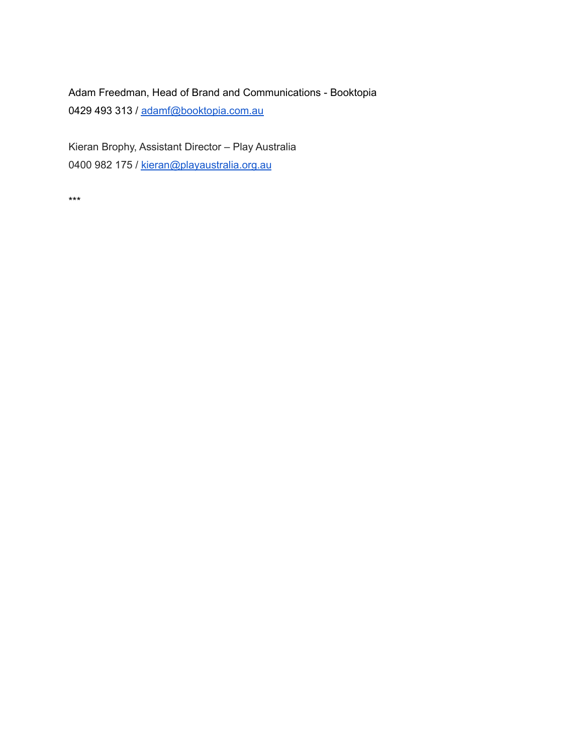Adam Freedman, Head of Brand and Communications - Booktopia
0429 493 313 / [adamf@booktopia.com.au](mailto:adamf@booktopia.com.au)

Kieran Brophy, Assistant Director – Play Australia
0400 982 175 / [kieran@playaustralia.org.au](mailto:kieran@playaustralia.org.au)

***